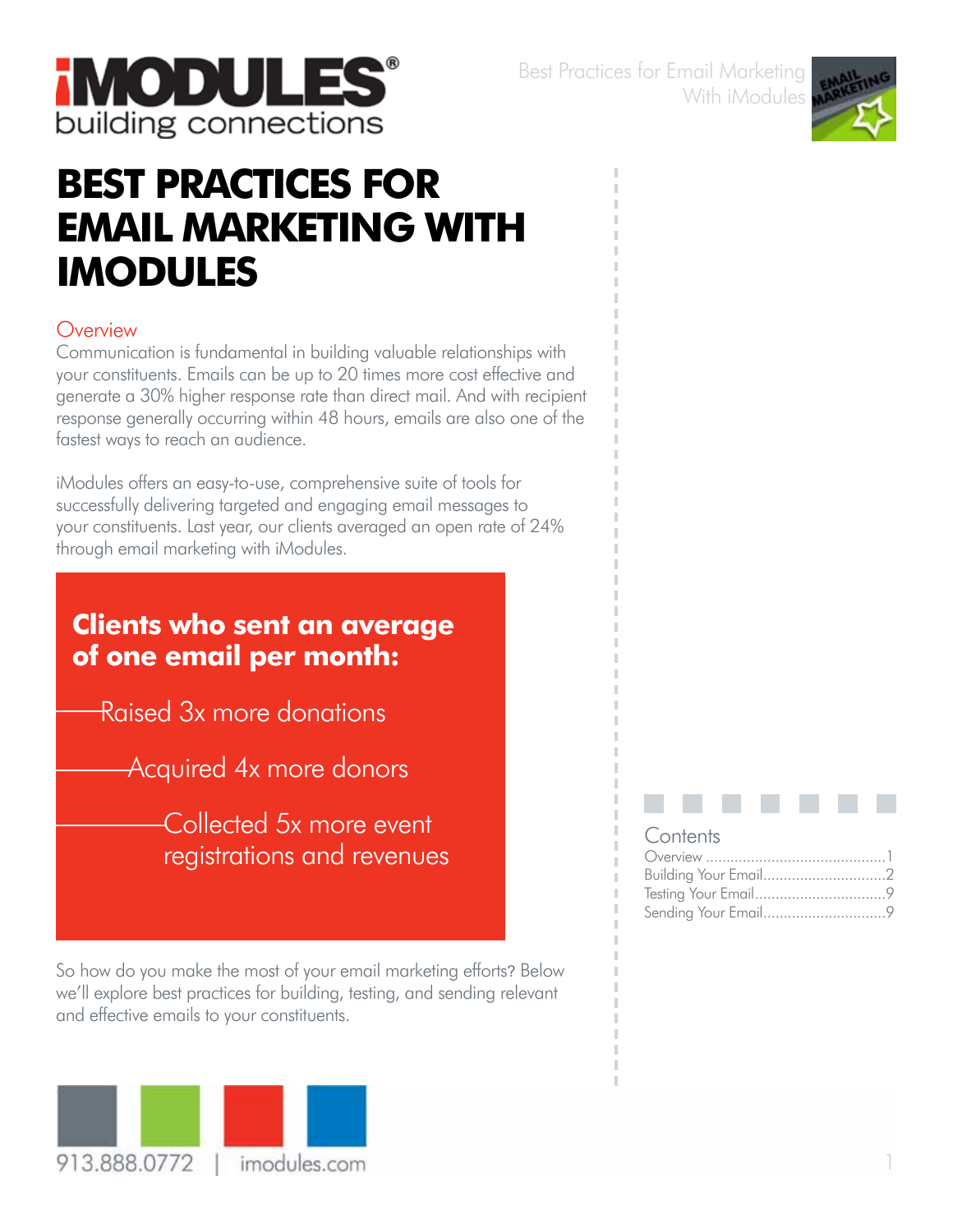# BEST PRACTICES FOR EMAIL MARKETING WITH IMODULES

## Overview

Communication is fundamental in building valuable relationships with your constituents. Emails can be up to 20 times more cost effective and generate a 30% higher response rate than direct mail. And with recipient response generally occurring within 48 hours, emails are also one of the fastest ways to reach an audience.

iModules offers an easy-to-use, comprehensive suite of tools for successfully delivering targeted and engaging email messages to your constituents. Last year, our clients averaged an open rate of 24% through email marketing with iModules.

**Clients who sent an average of one email per month:**

- Raised 3x more donations
- Acquired 4x more donors
- Collected 5x more event registrations and revenues

So how do you make the most of your email marketing efforts? Below we'll explore best practices for building, testing, and sending relevant and effective emails to your constituents.

**Contents**

- Overview .......... 1
- Building Your Email .......... 2
- Testing Your Email .......... 9
- Sending Your Email .......... 9

913.888.0772 | imodules.com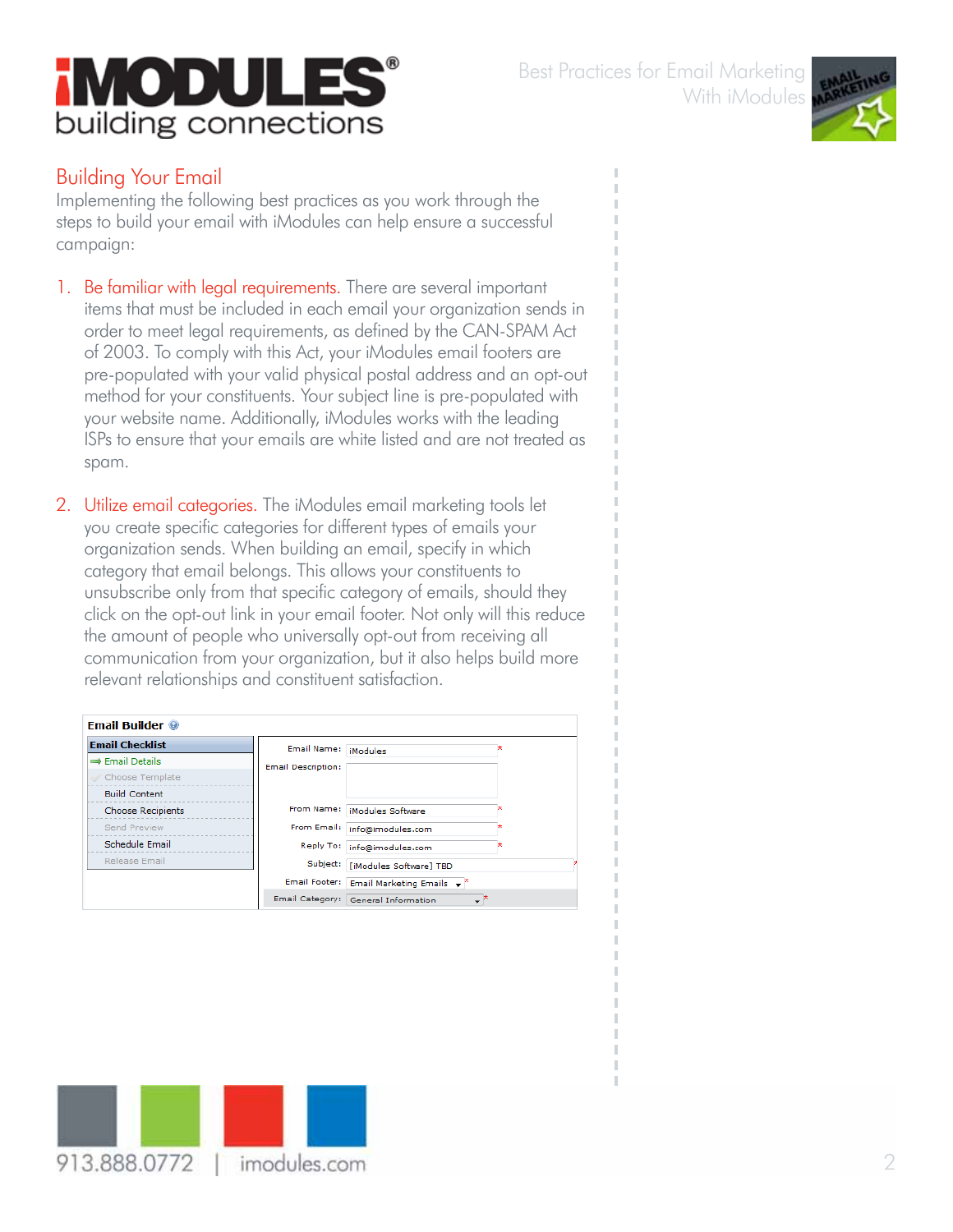## Building Your Email

Implementing the following best practices as you work through the steps to build your email with iModules can help ensure a successful campaign:

1. **Be familiar with legal requirements.** There are several important items that must be included in each email your organization sends in order to meet legal requirements, as defined by the CAN-SPAM Act of 2003. To comply with this Act, your iModules email footers are pre-populated with your valid physical postal address and an opt-out method for your constituents. Your subject line is pre-populated with your website name. Additionally, iModules works with the leading ISPs to ensure that your emails are white listed and are not treated as spam.

2. **Utilize email categories.** The iModules email marketing tools let you create specific categories for different types of emails your organization sends. When building an email, specify in which category that email belongs. This allows your constituents to unsubscribe only from that specific category of emails, should they click on the opt-out link in your email footer. Not only will this reduce the amount of people who universally opt-out from receiving all communication from your organization, but it also helps build more relevant relationships and constituent satisfaction.

**Email Builder**

| Email Checklist | | |
|---|---|---|
| Email Details | Email Name: | iModules |
| Choose Template | Email Description: | |
| Build Content | From Name: | iModules Software |
| Choose Recipients | From Email: | info@imodules.com |
| Send Preview | Reply To: | info@imodules.com |
| Schedule Email | Subject: | [iModules Software] TBD |
| Release Email | Email Footer: | Email Marketing Emails |
| | Email Category: | General Information |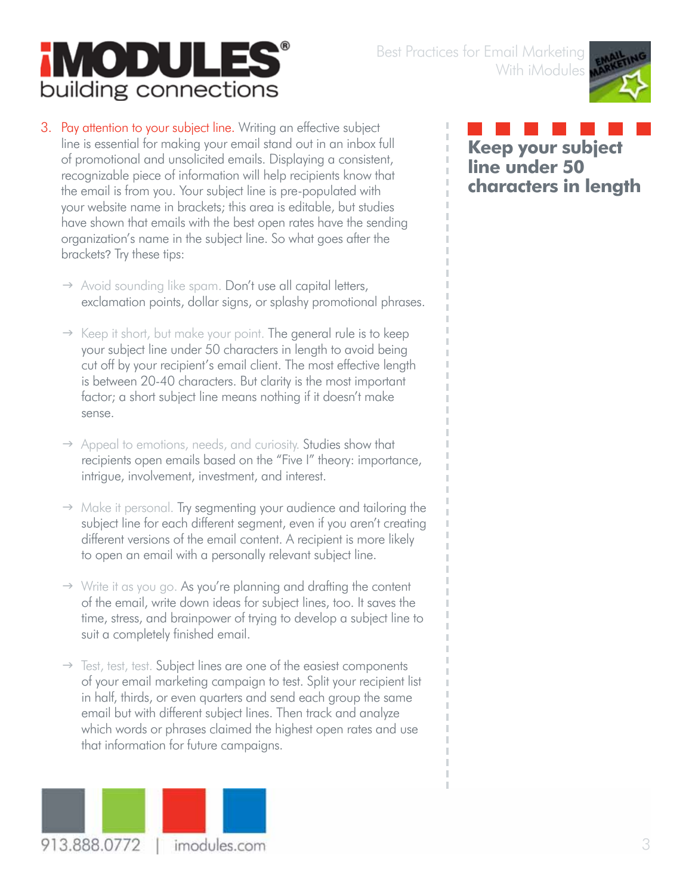3. Pay attention to your subject line. Writing an effective subject line is essential for making your email stand out in an inbox full of promotional and unsolicited emails. Displaying a consistent, recognizable piece of information will help recipients know that the email is from you. Your subject line is pre-populated with your website name in brackets; this area is editable, but studies have shown that emails with the best open rates have the sending organization's name in the subject line. So what goes after the brackets? Try these tips:

   - Avoid sounding like spam. Don't use all capital letters, exclamation points, dollar signs, or splashy promotional phrases.

   - Keep it short, but make your point. The general rule is to keep your subject line under 50 characters in length to avoid being cut off by your recipient's email client. The most effective length is between 20-40 characters. But clarity is the most important factor; a short subject line means nothing if it doesn't make sense.

   - Appeal to emotions, needs, and curiosity. Studies show that recipients open emails based on the "Five I" theory: importance, intrigue, involvement, investment, and interest.

   - Make it personal. Try segmenting your audience and tailoring the subject line for each different segment, even if you aren't creating different versions of the email content. A recipient is more likely to open an email with a personally relevant subject line.

   - Write it as you go. As you're planning and drafting the content of the email, write down ideas for subject lines, too. It saves the time, stress, and brainpower of trying to develop a subject line to suit a completely finished email.

   - Test, test, test. Subject lines are one of the easiest components of your email marketing campaign to test. Split your recipient list in half, thirds, or even quarters and send each group the same email but with different subject lines. Then track and analyze which words or phrases claimed the highest open rates and use that information for future campaigns.

**Keep your subject line under 50 characters in length**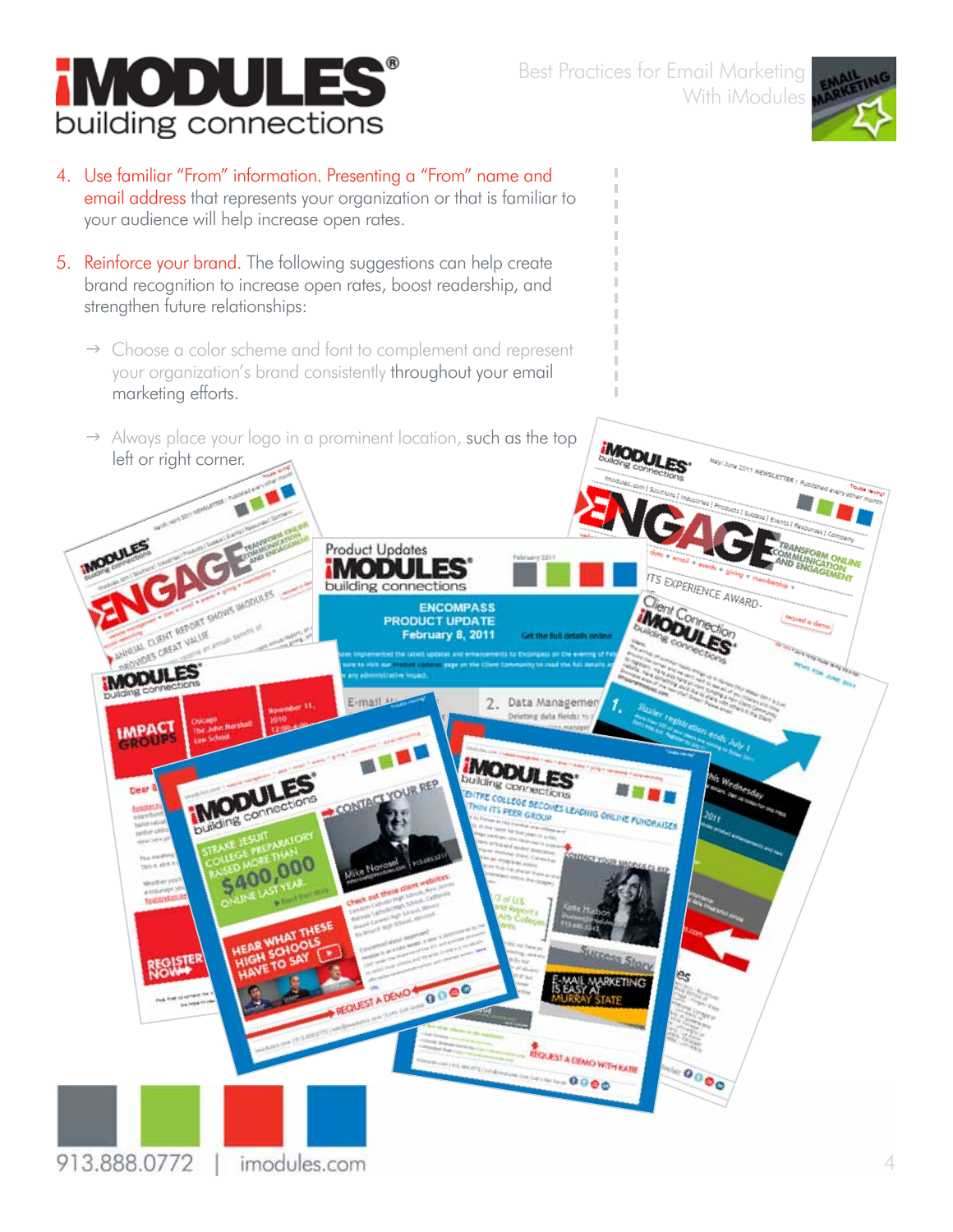4. Use familiar "From" information. Presenting a "From" name and email address that represents your organization or that is familiar to your audience will help increase open rates.

5. Reinforce your brand. The following suggestions can help create brand recognition to increase open rates, boost readership, and strengthen future relationships:

   → Choose a color scheme and font to complement and represent your organization's brand consistently throughout your email marketing efforts.

   → Always place your logo in a prominent location, such as the top left or right corner.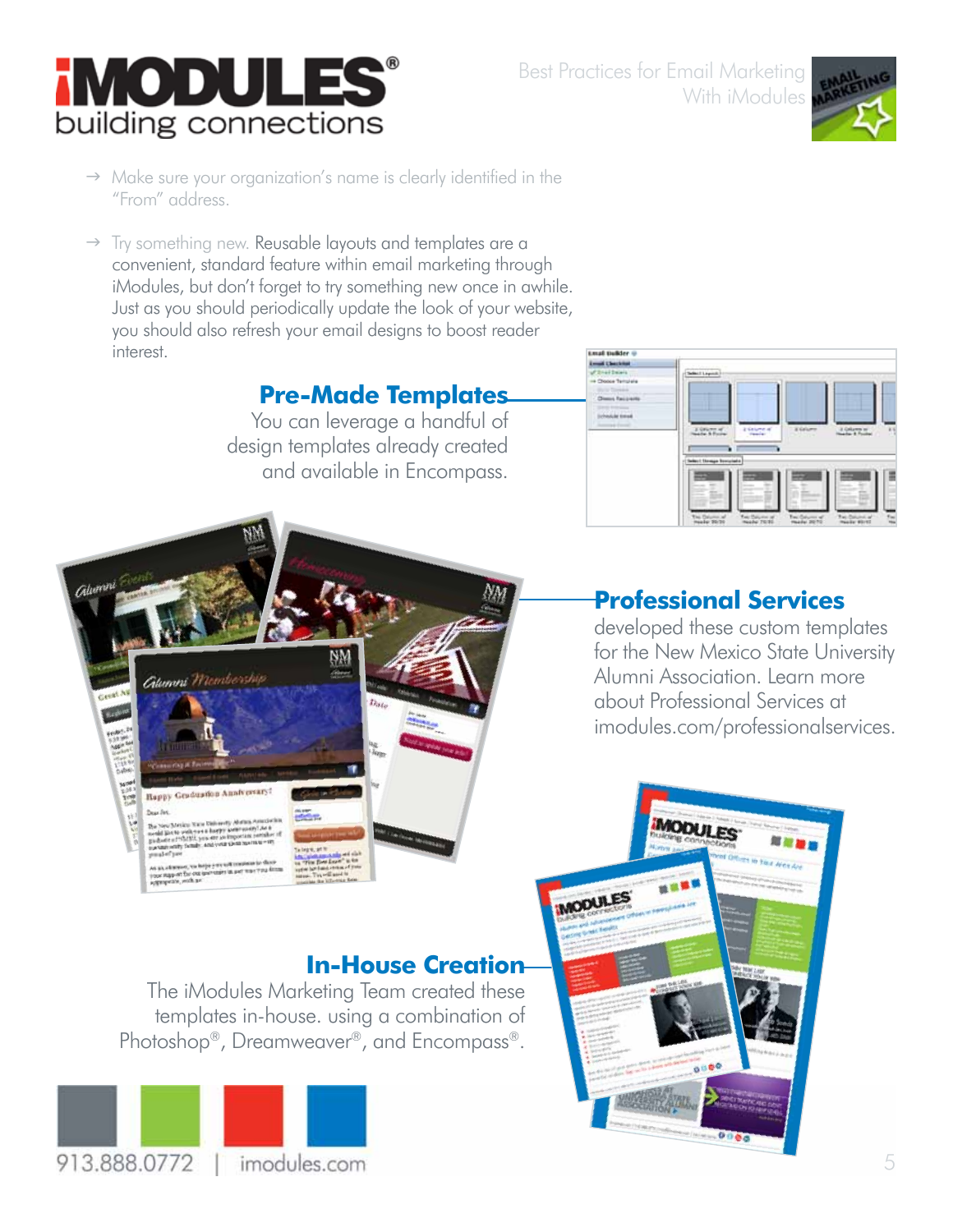- Make sure your organization's name is clearly identified in the "From" address.

- Try something new. Reusable layouts and templates are a convenient, standard feature within email marketing through iModules, but don't forget to try something new once in awhile. Just as you should periodically update the look of your website, you should also refresh your email designs to boost reader interest.

## Pre-Made Templates

You can leverage a handful of design templates already created and available in Encompass.

## Professional Services

developed these custom templates for the New Mexico State University Alumni Association. Learn more about Professional Services at imodules.com/professionalservices.

## In-House Creation

The iModules Marketing Team created these templates in-house. using a combination of Photoshop®, Dreamweaver®, and Encompass®.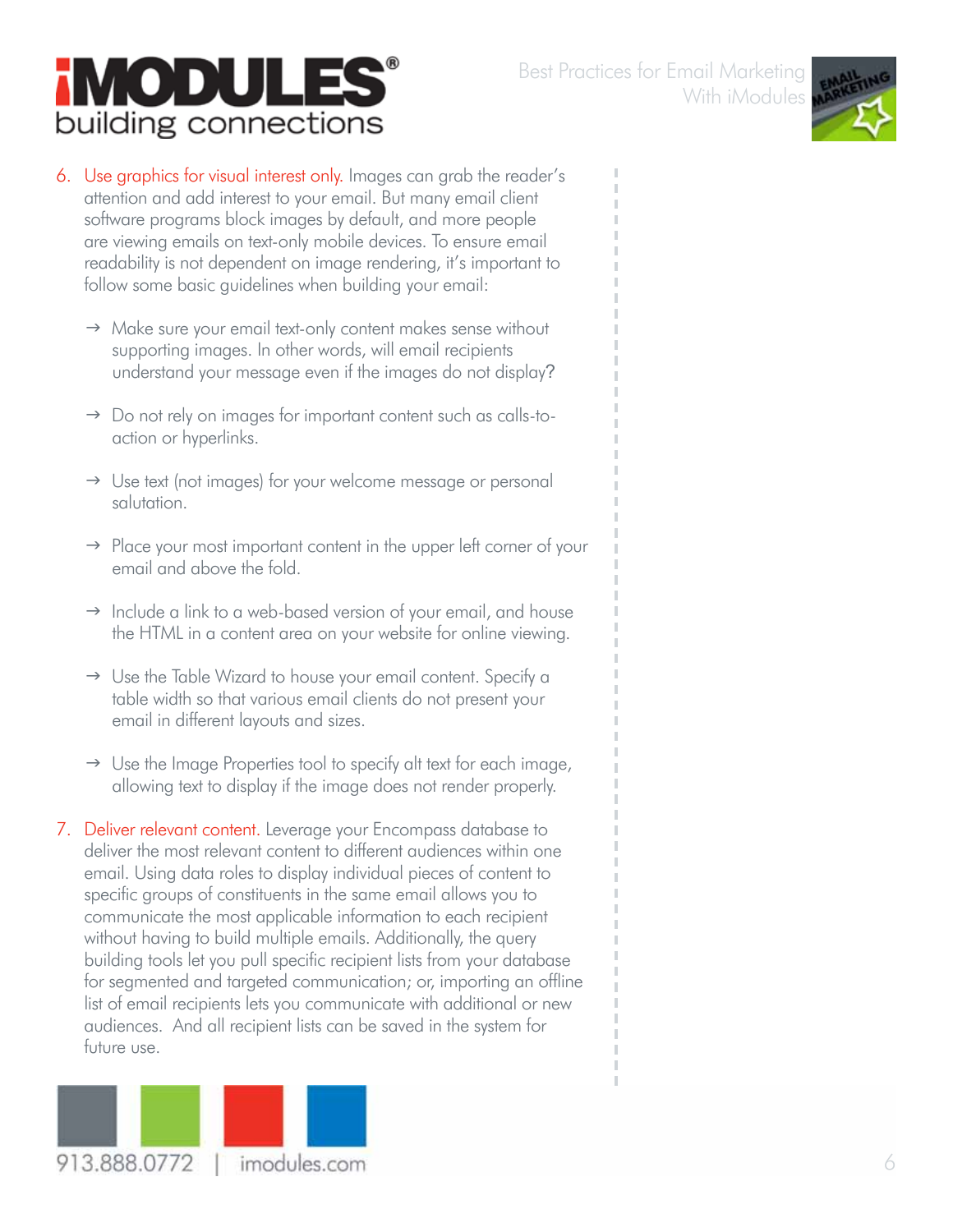6. Use graphics for visual interest only. Images can grab the reader's attention and add interest to your email. But many email client software programs block images by default, and more people are viewing emails on text-only mobile devices. To ensure email readability is not dependent on image rendering, it's important to follow some basic guidelines when building your email:

   → Make sure your email text-only content makes sense without supporting images. In other words, will email recipients understand your message even if the images do not display?

   → Do not rely on images for important content such as calls-to-action or hyperlinks.

   → Use text (not images) for your welcome message or personal salutation.

   → Place your most important content in the upper left corner of your email and above the fold.

   → Include a link to a web-based version of your email, and house the HTML in a content area on your website for online viewing.

   → Use the Table Wizard to house your email content. Specify a table width so that various email clients do not present your email in different layouts and sizes.

   → Use the Image Properties tool to specify alt text for each image, allowing text to display if the image does not render properly.

7. Deliver relevant content. Leverage your Encompass database to deliver the most relevant content to different audiences within one email. Using data roles to display individual pieces of content to specific groups of constituents in the same email allows you to communicate the most applicable information to each recipient without having to build multiple emails. Additionally, the query building tools let you pull specific recipient lists from your database for segmented and targeted communication; or, importing an offline list of email recipients lets you communicate with additional or new audiences. And all recipient lists can be saved in the system for future use.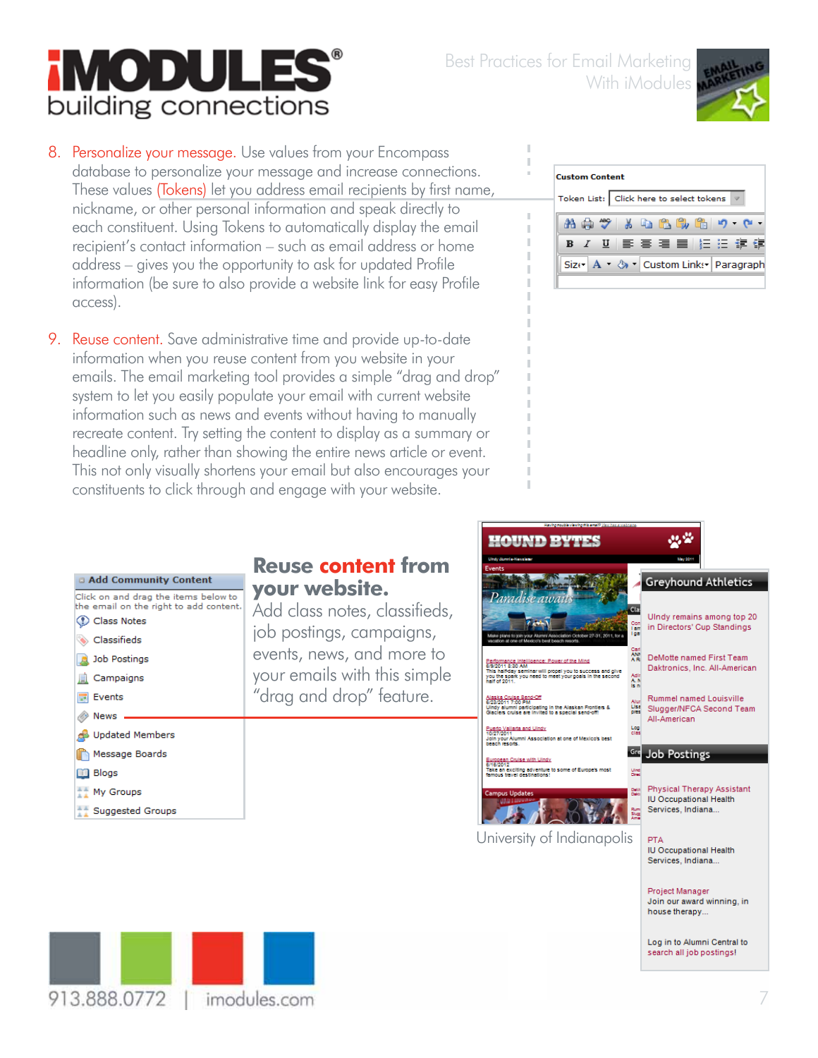8. Personalize your message. Use values from your Encompass database to personalize your message and increase connections. These values (Tokens) let you address email recipients by first name, nickname, or other personal information and speak directly to each constituent. Using Tokens to automatically display the email recipient's contact information – such as email address or home address – gives you the opportunity to ask for updated Profile information (be sure to also provide a website link for easy Profile access).

9. Reuse content. Save administrative time and provide up-to-date information when you reuse content from you website in your emails. The email marketing tool provides a simple "drag and drop" system to let you easily populate your email with current website information such as news and events without having to manually recreate content. Try setting the content to display as a summary or headline only, rather than showing the entire news article or event. This not only visually shortens your email but also encourages your constituents to click through and engage with your website.

## Reuse content from your website.

Add class notes, classifieds, job postings, campaigns, events, news, and more to your emails with this simple "drag and drop" feature.

University of Indianapolis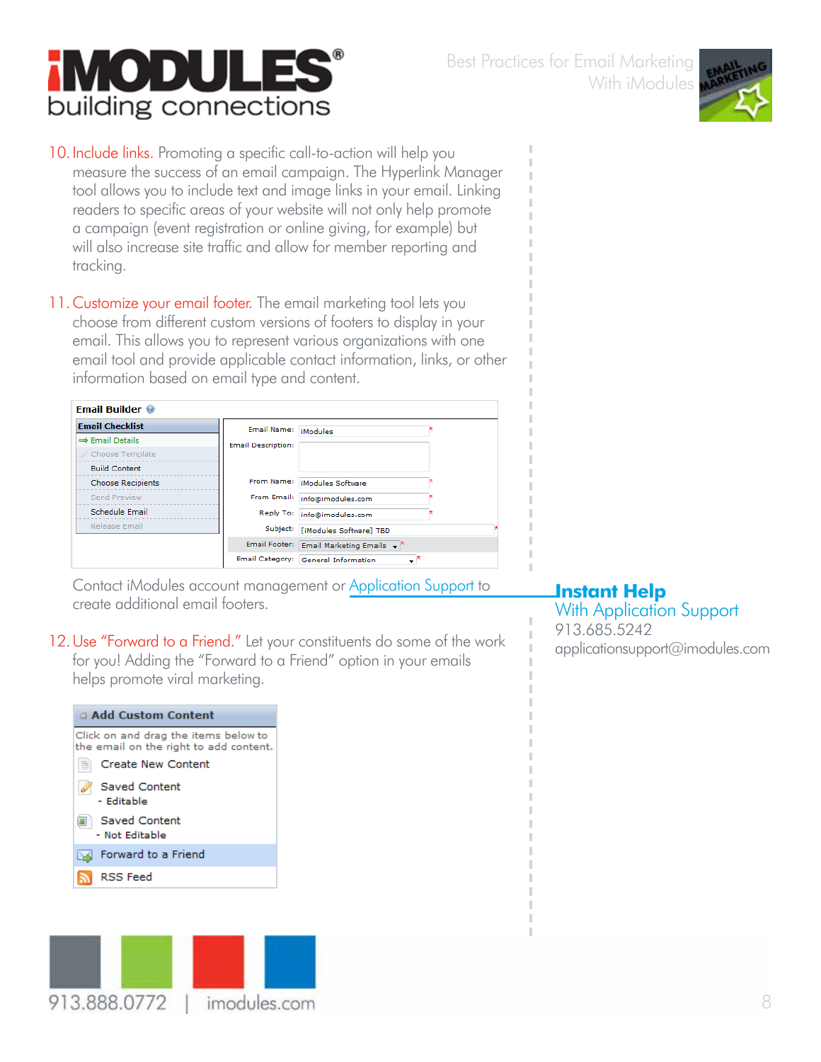10. Include links. Promoting a specific call-to-action will help you measure the success of an email campaign. The Hyperlink Manager tool allows you to include text and image links in your email. Linking readers to specific areas of your website will not only help promote a campaign (event registration or online giving, for example) but will also increase site traffic and allow for member reporting and tracking.

11. Customize your email footer. The email marketing tool lets you choose from different custom versions of footers to display in your email. This allows you to represent various organizations with one email tool and provide applicable contact information, links, or other information based on email type and content.

Contact iModules account management or Application Support to create additional email footers.

12. Use "Forward to a Friend." Let your constituents do some of the work for you! Adding the "Forward to a Friend" option in your emails helps promote viral marketing.

**Instant Help**
With Application Support
913.685.5242
applicationsupport@imodules.com

913.888.0772 | imodules.com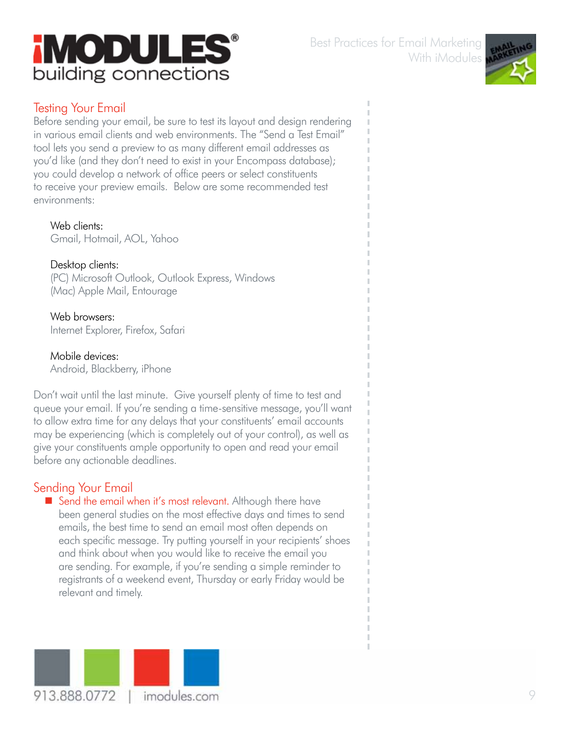## Testing Your Email

Before sending your email, be sure to test its layout and design rendering in various email clients and web environments. The "Send a Test Email" tool lets you send a preview to as many different email addresses as you'd like (and they don't need to exist in your Encompass database); you could develop a network of office peers or select constituents to receive your preview emails. Below are some recommended test environments:

Web clients:
Gmail, Hotmail, AOL, Yahoo

Desktop clients:
(PC) Microsoft Outlook, Outlook Express, Windows
(Mac) Apple Mail, Entourage

Web browsers:
Internet Explorer, Firefox, Safari

Mobile devices:
Android, Blackberry, iPhone

Don't wait until the last minute. Give yourself plenty of time to test and queue your email. If you're sending a time-sensitive message, you'll want to allow extra time for any delays that your constituents' email accounts may be experiencing (which is completely out of your control), as well as give your constituents ample opportunity to open and read your email before any actionable deadlines.

## Sending Your Email

- **Send the email when it's most relevant.** Although there have been general studies on the most effective days and times to send emails, the best time to send an email most often depends on each specific message. Try putting yourself in your recipients' shoes and think about when you would like to receive the email you are sending. For example, if you're sending a simple reminder to registrants of a weekend event, Thursday or early Friday would be relevant and timely.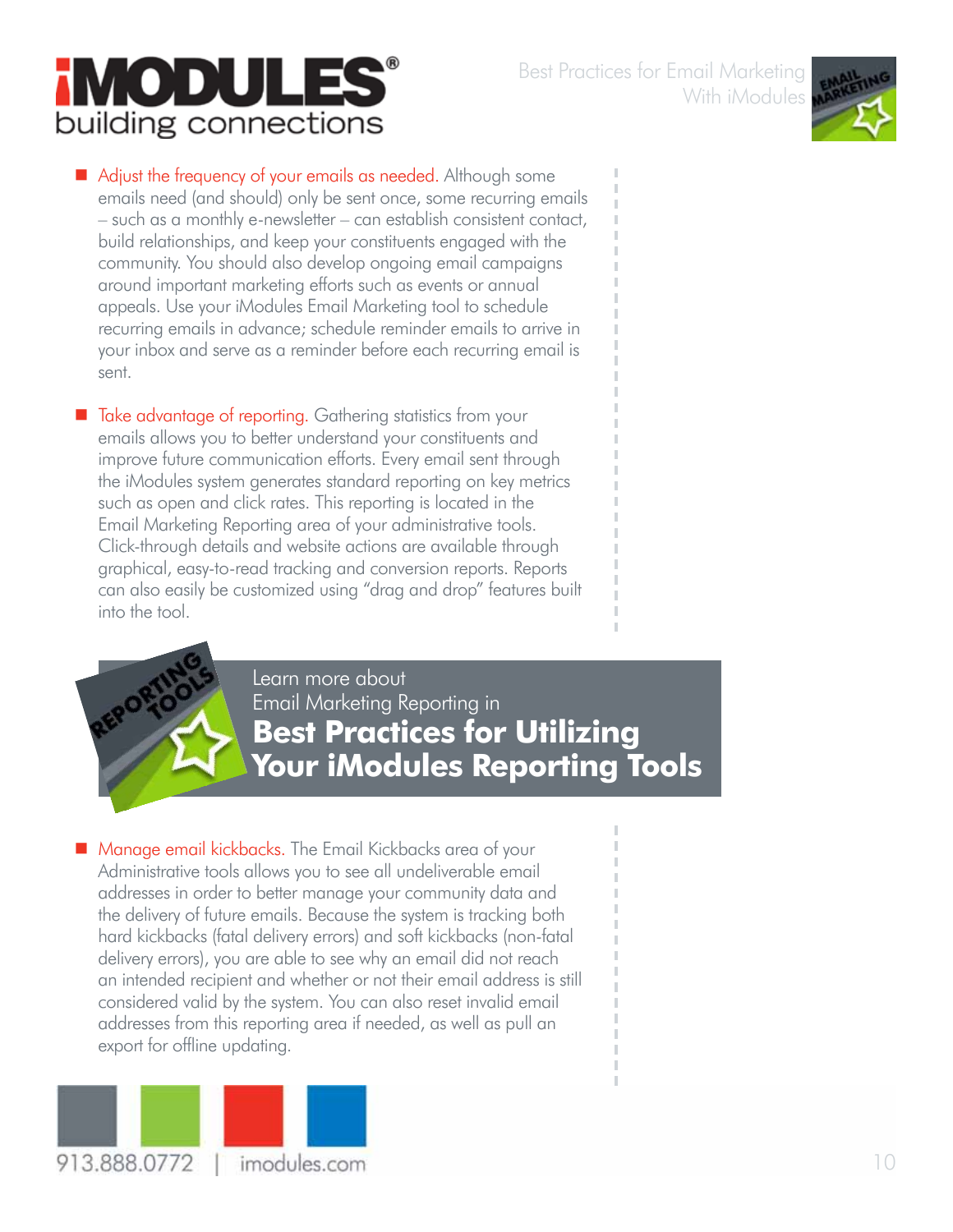- **Adjust the frequency of your emails as needed.** Although some emails need (and should) only be sent once, some recurring emails – such as a monthly e-newsletter – can establish consistent contact, build relationships, and keep your constituents engaged with the community. You should also develop ongoing email campaigns around important marketing efforts such as events or annual appeals. Use your iModules Email Marketing tool to schedule recurring emails in advance; schedule reminder emails to arrive in your inbox and serve as a reminder before each recurring email is sent.

- **Take advantage of reporting.** Gathering statistics from your emails allows you to better understand your constituents and improve future communication efforts. Every email sent through the iModules system generates standard reporting on key metrics such as open and click rates. This reporting is located in the Email Marketing Reporting area of your administrative tools. Click-through details and website actions are available through graphical, easy-to-read tracking and conversion reports. Reports can also easily be customized using "drag and drop" features built into the tool.

> Learn more about Email Marketing Reporting in
> **Best Practices for Utilizing Your iModules Reporting Tools**

- **Manage email kickbacks.** The Email Kickbacks area of your Administrative tools allows you to see all undeliverable email addresses in order to better manage your community data and the delivery of future emails. Because the system is tracking both hard kickbacks (fatal delivery errors) and soft kickbacks (non-fatal delivery errors), you are able to see why an email did not reach an intended recipient and whether or not their email address is still considered valid by the system. You can also reset invalid email addresses from this reporting area if needed, as well as pull an export for offline updating.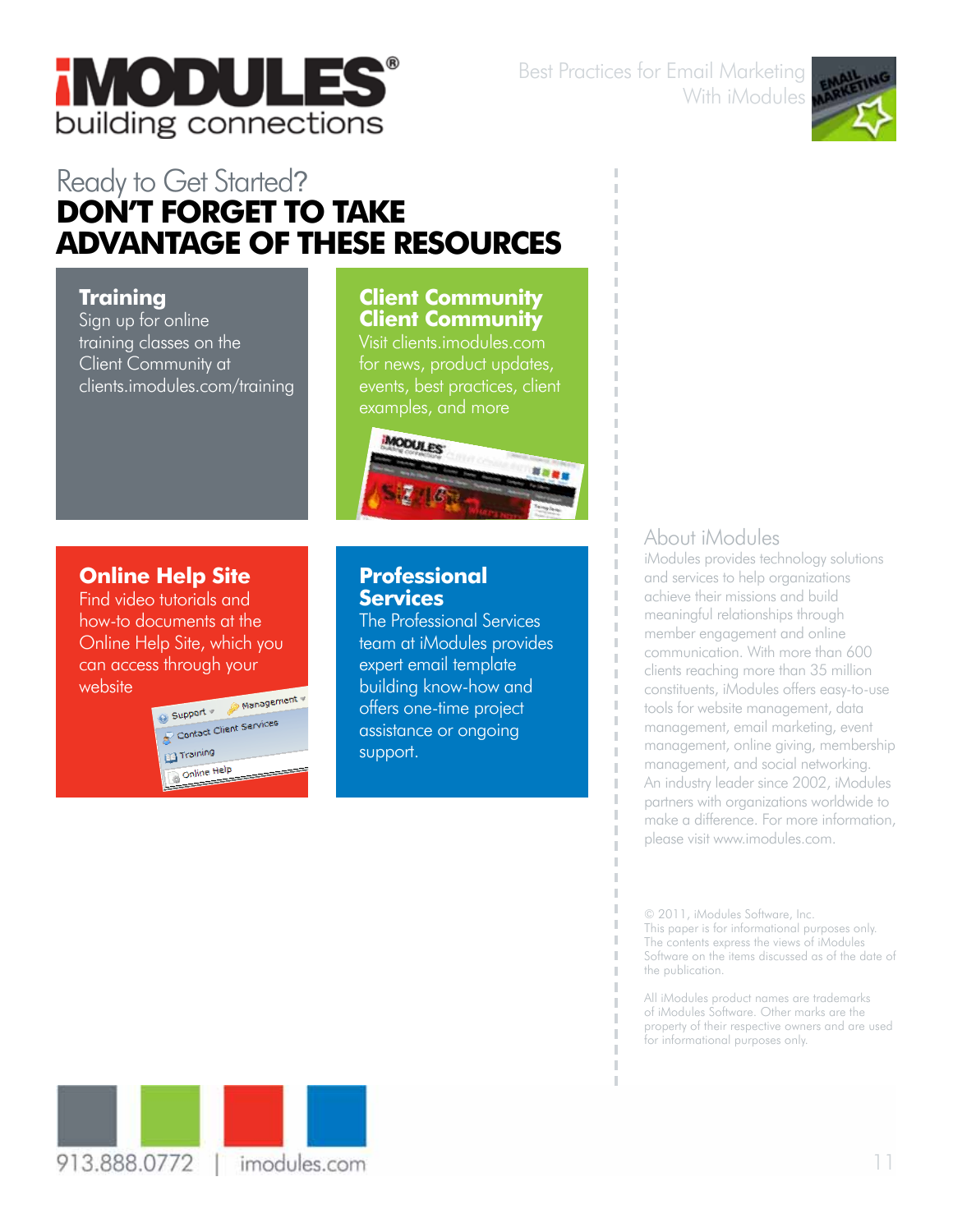# Ready to Get Started?

## DON'T FORGET TO TAKE ADVANTAGE OF THESE RESOURCES

### Training

Sign up for online training classes on the Client Community at clients.imodules.com/training

### Client Community

Visit clients.imodules.com for news, product updates, events, best practices, client examples, and more

### Online Help Site

Find video tutorials and how-to documents at the Online Help Site, which you can access through your website

### Professional Services

The Professional Services team at iModules provides expert email template building know-how and offers one-time project assistance or ongoing support.

### About iModules

iModules provides technology solutions and services to help organizations achieve their missions and build meaningful relationships through member engagement and online communication. With more than 600 clients reaching more than 35 million constituents, iModules offers easy-to-use tools for website management, data management, email marketing, event management, online giving, membership management, and social networking. An industry leader since 2002, iModules partners with organizations worldwide to make a difference. For more information, please visit www.imodules.com.

© 2011, iModules Software, Inc.
This paper is for informational purposes only. The contents express the views of iModules Software on the items discussed as of the date of the publication.

All iModules product names are trademarks of iModules Software. Other marks are the property of their respective owners and are used for informational purposes only.

913.888.0772 | imodules.com